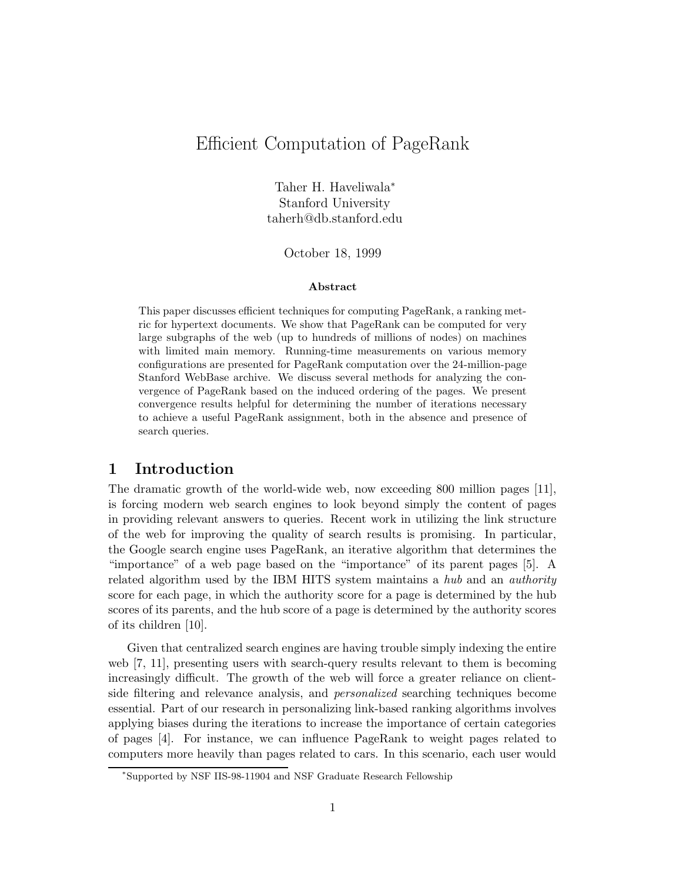# Efficient Computation of PageRank

Taher H. Haveliwala*
Stanford University
taherh@db.stanford.edu

October 18, 1999

**Abstract**

This paper discusses efficient techniques for computing PageRank, a ranking metric for hypertext documents. We show that PageRank can be computed for very large subgraphs of the web (up to hundreds of millions of nodes) on machines with limited main memory. Running-time measurements on various memory configurations are presented for PageRank computation over the 24-million-page Stanford WebBase archive. We discuss several methods for analyzing the convergence of PageRank based on the induced ordering of the pages. We present convergence results helpful for determining the number of iterations necessary to achieve a useful PageRank assignment, both in the absence and presence of search queries.

## 1 Introduction

The dramatic growth of the world-wide web, now exceeding 800 million pages [11], is forcing modern web search engines to look beyond simply the content of pages in providing relevant answers to queries. Recent work in utilizing the link structure of the web for improving the quality of search results is promising. In particular, the Google search engine uses PageRank, an iterative algorithm that determines the "importance" of a web page based on the "importance" of its parent pages [5]. A related algorithm used by the IBM HITS system maintains a *hub* and an *authority* score for each page, in which the authority score for a page is determined by the hub scores of its parents, and the hub score of a page is determined by the authority scores of its children [10].

Given that centralized search engines are having trouble simply indexing the entire web [7, 11], presenting users with search-query results relevant to them is becoming increasingly difficult. The growth of the web will force a greater reliance on client-side filtering and relevance analysis, and *personalized* searching techniques become essential. Part of our research in personalizing link-based ranking algorithms involves applying biases during the iterations to increase the importance of certain categories of pages [4]. For instance, we can influence PageRank to weight pages related to computers more heavily than pages related to cars. In this scenario, each user would

*Supported by NSF IIS-98-11904 and NSF Graduate Research Fellowship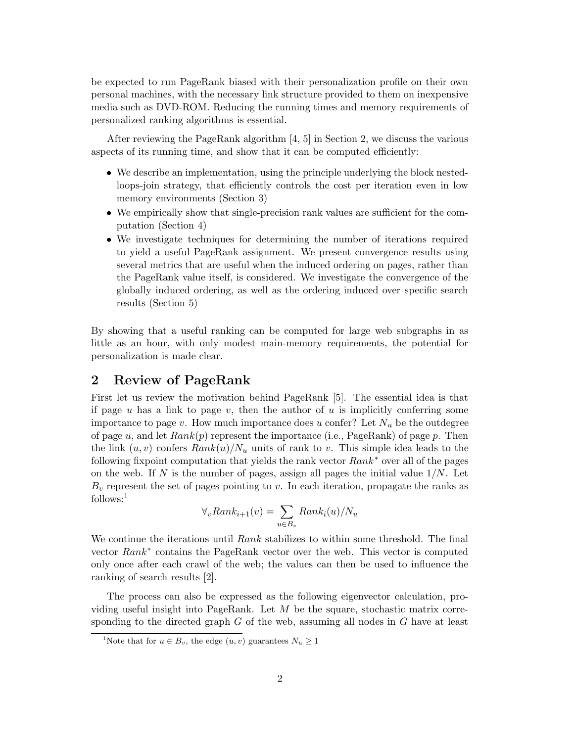be expected to run PageRank biased with their personalization profile on their own personal machines, with the necessary link structure provided to them on inexpensive media such as DVD-ROM. Reducing the running times and memory requirements of personalized ranking algorithms is essential.

After reviewing the PageRank algorithm [4, 5] in Section 2, we discuss the various aspects of its running time, and show that it can be computed efficiently:

- We describe an implementation, using the principle underlying the block nested-loops-join strategy, that efficiently controls the cost per iteration even in low memory environments (Section 3)
- We empirically show that single-precision rank values are sufficient for the computation (Section 4)
- We investigate techniques for determining the number of iterations required to yield a useful PageRank assignment. We present convergence results using several metrics that are useful when the induced ordering on pages, rather than the PageRank value itself, is considered. We investigate the convergence of the globally induced ordering, as well as the ordering induced over specific search results (Section 5)

By showing that a useful ranking can be computed for large web subgraphs in as little as an hour, with only modest main-memory requirements, the potential for personalization is made clear.

## 2 Review of PageRank

First let us review the motivation behind PageRank [5]. The essential idea is that if page $u$ has a link to page $v$, then the author of $u$ is implicitly conferring some importance to page $v$. How much importance does $u$ confer? Let $N_u$ be the outdegree of page $u$, and let $Rank(p)$ represent the importance (i.e., PageRank) of page $p$. Then the link $(u, v)$ confers $Rank(u)/N_u$ units of rank to $v$. This simple idea leads to the following fixpoint computation that yields the rank vector $Rank^*$ over all of the pages on the web. If $N$ is the number of pages, assign all pages the initial value $1/N$. Let $B_v$ represent the set of pages pointing to $v$. In each iteration, propagate the ranks as follows:[1]

$$\forall_v Rank_{i+1}(v) = \sum_{u \in B_v} Rank_i(u)/N_u$$

We continue the iterations until $Rank$ stabilizes to within some threshold. The final vector $Rank^*$ contains the PageRank vector over the web. This vector is computed only once after each crawl of the web; the values can then be used to influence the ranking of search results [2].

The process can also be expressed as the following eigenvector calculation, providing useful insight into PageRank. Let $M$ be the square, stochastic matrix corresponding to the directed graph $G$ of the web, assuming all nodes in $G$ have at least

[1] Note that for $u \in B_v$, the edge $(u, v)$ guarantees $N_u \geq 1$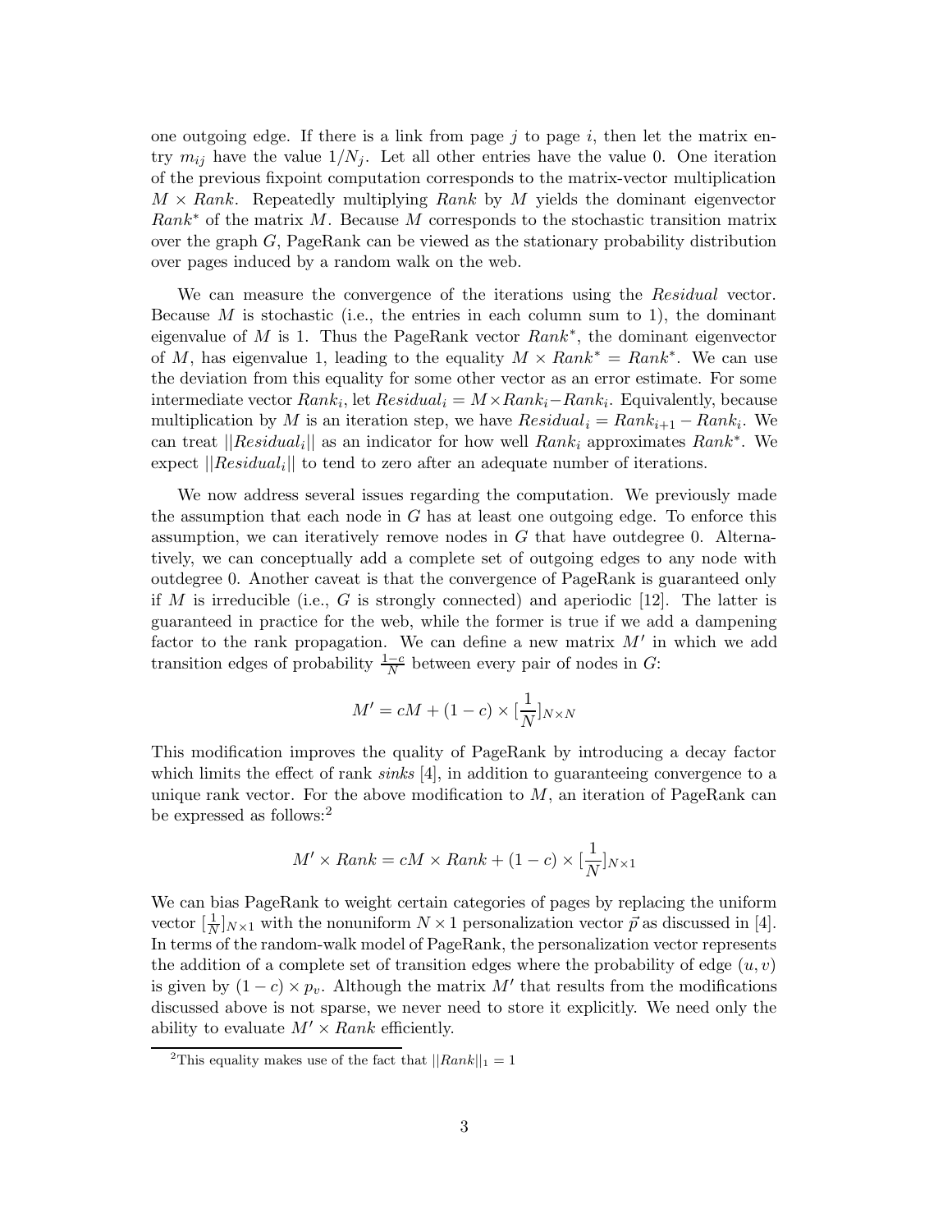one outgoing edge. If there is a link from page $j$ to page $i$, then let the matrix entry $m_{ij}$ have the value $1/N_j$. Let all other entries have the value 0. One iteration of the previous fixpoint computation corresponds to the matrix-vector multiplication $M \times Rank$. Repeatedly multiplying $Rank$ by $M$ yields the dominant eigenvector $Rank^*$ of the matrix $M$. Because $M$ corresponds to the stochastic transition matrix over the graph $G$, PageRank can be viewed as the stationary probability distribution over pages induced by a random walk on the web.

We can measure the convergence of the iterations using the *Residual* vector. Because $M$ is stochastic (i.e., the entries in each column sum to 1), the dominant eigenvalue of $M$ is 1. Thus the PageRank vector $Rank^*$, the dominant eigenvector of $M$, has eigenvalue 1, leading to the equality $M \times Rank^* = Rank^*$. We can use the deviation from this equality for some other vector as an error estimate. For some intermediate vector $Rank_i$, let $Residual_i = M \times Rank_i - Rank_i$. Equivalently, because multiplication by $M$ is an iteration step, we have $Residual_i = Rank_{i+1} - Rank_i$. We can treat $||Residual_i||$ as an indicator for how well $Rank_i$ approximates $Rank^*$. We expect $||Residual_i||$ to tend to zero after an adequate number of iterations.

We now address several issues regarding the computation. We previously made the assumption that each node in $G$ has at least one outgoing edge. To enforce this assumption, we can iteratively remove nodes in $G$ that have outdegree 0. Alternatively, we can conceptually add a complete set of outgoing edges to any node with outdegree 0. Another caveat is that the convergence of PageRank is guaranteed only if $M$ is irreducible (i.e., $G$ is strongly connected) and aperiodic [12]. The latter is guaranteed in practice for the web, while the former is true if we add a dampening factor to the rank propagation. We can define a new matrix $M'$ in which we add transition edges of probability $\frac{1-c}{N}$ between every pair of nodes in $G$:

$$M' = cM + (1-c) \times [\frac{1}{N}]_{N \times N}$$

This modification improves the quality of PageRank by introducing a decay factor which limits the effect of rank *sinks* [4], in addition to guaranteeing convergence to a unique rank vector. For the above modification to $M$, an iteration of PageRank can be expressed as follows:[2]

$$M' \times Rank = cM \times Rank + (1-c) \times [\frac{1}{N}]_{N \times 1}$$

We can bias PageRank to weight certain categories of pages by replacing the uniform vector $[\frac{1}{N}]_{N \times 1}$ with the nonuniform $N \times 1$ personalization vector $\vec{p}$ as discussed in [4]. In terms of the random-walk model of PageRank, the personalization vector represents the addition of a complete set of transition edges where the probability of edge $(u, v)$ is given by $(1-c) \times p_v$. Although the matrix $M'$ that results from the modifications discussed above is not sparse, we never need to store it explicitly. We need only the ability to evaluate $M' \times Rank$ efficiently.

[2]This equality makes use of the fact that $||Rank||_1 = 1$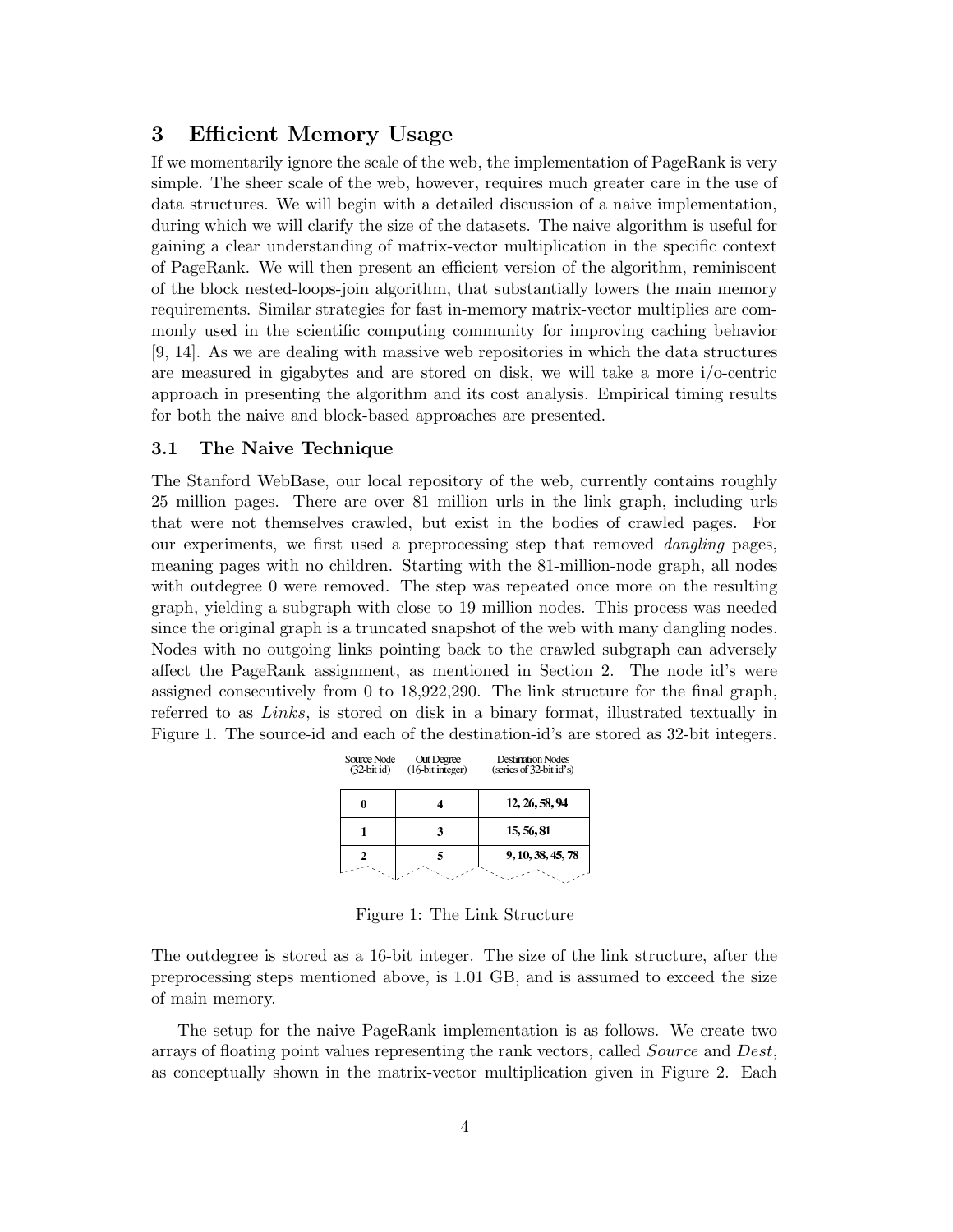## 3 Efficient Memory Usage

If we momentarily ignore the scale of the web, the implementation of PageRank is very simple. The sheer scale of the web, however, requires much greater care in the use of data structures. We will begin with a detailed discussion of a naive implementation, during which we will clarify the size of the datasets. The naive algorithm is useful for gaining a clear understanding of matrix-vector multiplication in the specific context of PageRank. We will then present an efficient version of the algorithm, reminiscent of the block nested-loops-join algorithm, that substantially lowers the main memory requirements. Similar strategies for fast in-memory matrix-vector multiplies are commonly used in the scientific computing community for improving caching behavior [9, 14]. As we are dealing with massive web repositories in which the data structures are measured in gigabytes and are stored on disk, we will take a more i/o-centric approach in presenting the algorithm and its cost analysis. Empirical timing results for both the naive and block-based approaches are presented.

### 3.1 The Naive Technique

The Stanford WebBase, our local repository of the web, currently contains roughly 25 million pages. There are over 81 million urls in the link graph, including urls that were not themselves crawled, but exist in the bodies of crawled pages. For our experiments, we first used a preprocessing step that removed *dangling* pages, meaning pages with no children. Starting with the 81-million-node graph, all nodes with outdegree 0 were removed. The step was repeated once more on the resulting graph, yielding a subgraph with close to 19 million nodes. This process was needed since the original graph is a truncated snapshot of the web with many dangling nodes. Nodes with no outgoing links pointing back to the crawled subgraph can adversely affect the PageRank assignment, as mentioned in Section 2. The node id's were assigned consecutively from 0 to 18,922,290. The link structure for the final graph, referred to as *Links*, is stored on disk in a binary format, illustrated textually in Figure 1. The source-id and each of the destination-id's are stored as 32-bit integers.

| Source Node (32-bit id) | Out Degree (16-bit integer) | Destination Nodes (series of 32-bit id's) |
|---|---|---|
| 0 | 4 | 12, 26, 58, 94 |
| 1 | 3 | 15, 56, 81 |
| 2 | 5 | 9, 10, 38, 45, 78 |

Figure 1: The Link Structure

The outdegree is stored as a 16-bit integer. The size of the link structure, after the preprocessing steps mentioned above, is 1.01 GB, and is assumed to exceed the size of main memory.

The setup for the naive PageRank implementation is as follows. We create two arrays of floating point values representing the rank vectors, called *Source* and *Dest*, as conceptually shown in the matrix-vector multiplication given in Figure 2. Each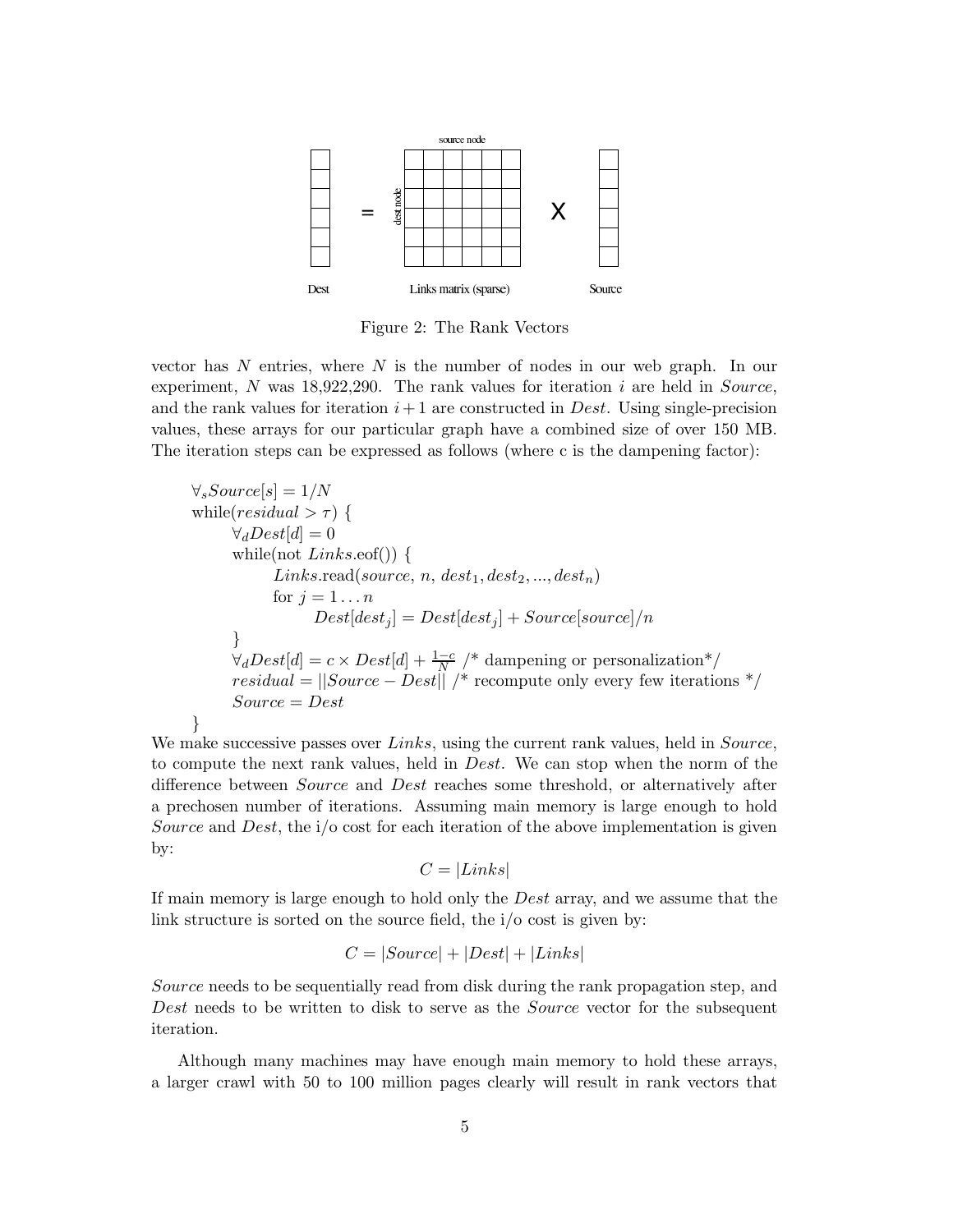Figure 2: The Rank Vectors

vector has $N$ entries, where $N$ is the number of nodes in our web graph. In our experiment, $N$ was 18,922,290. The rank values for iteration $i$ are held in *Source*, and the rank values for iteration $i+1$ are constructed in *Dest*. Using single-precision values, these arrays for our particular graph have a combined size of over 150 MB. The iteration steps can be expressed as follows (where c is the dampening factor):

$\forall_s Source[s] = 1/N$
while($residual > \tau$) {
  $\forall_d Dest[d] = 0$
  while(not $Links$.eof()) {
    $Links$.read($source$, $n$, $dest_1, dest_2, ..., dest_n$)
    for $j = 1 \ldots n$
      $Dest[dest_j] = Dest[dest_j] + Source[source]/n$
  }
  $\forall_d Dest[d] = c \times Dest[d] + \frac{1-c}{N}$ /* dampening or personalization*/
  $residual = ||Source - Dest||$ /* recompute only every few iterations */
  $Source = Dest$
}

We make successive passes over *Links*, using the current rank values, held in *Source*, to compute the next rank values, held in *Dest*. We can stop when the norm of the difference between *Source* and *Dest* reaches some threshold, or alternatively after a prechosen number of iterations. Assuming main memory is large enough to hold *Source* and *Dest*, the i/o cost for each iteration of the above implementation is given by:

$$C = |Links|$$

If main memory is large enough to hold only the *Dest* array, and we assume that the link structure is sorted on the source field, the i/o cost is given by:

$$C = |Source| + |Dest| + |Links|$$

*Source* needs to be sequentially read from disk during the rank propagation step, and *Dest* needs to be written to disk to serve as the *Source* vector for the subsequent iteration.

Although many machines may have enough main memory to hold these arrays, a larger crawl with 50 to 100 million pages clearly will result in rank vectors that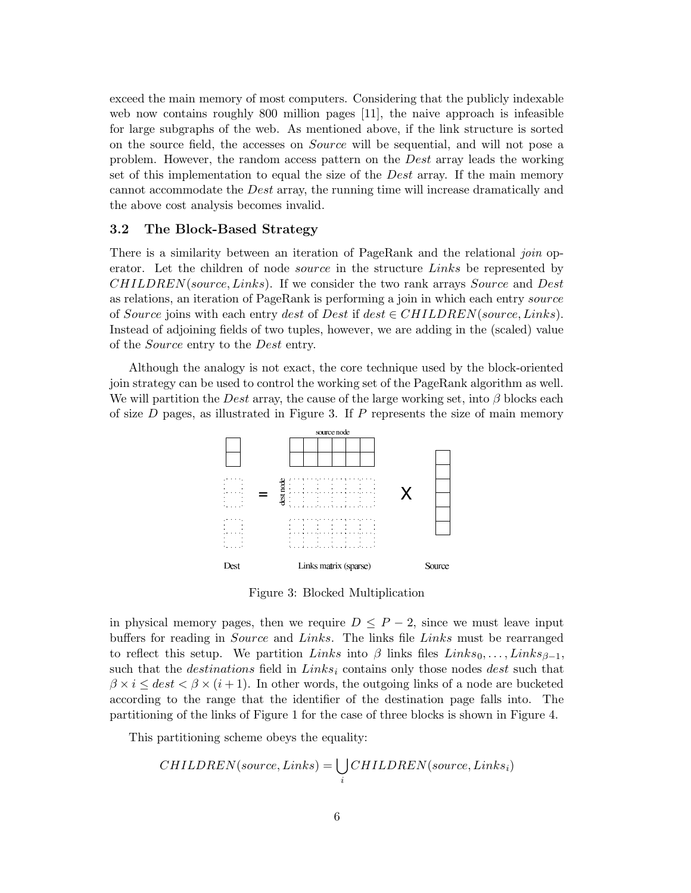exceed the main memory of most computers. Considering that the publicly indexable web now contains roughly 800 million pages [11], the naive approach is infeasible for large subgraphs of the web. As mentioned above, if the link structure is sorted on the source field, the accesses on *Source* will be sequential, and will not pose a problem. However, the random access pattern on the *Dest* array leads the working set of this implementation to equal the size of the *Dest* array. If the main memory cannot accommodate the *Dest* array, the running time will increase dramatically and the above cost analysis becomes invalid.

### 3.2 The Block-Based Strategy

There is a similarity between an iteration of PageRank and the relational *join* operator. Let the children of node *source* in the structure *Links* be represented by $CHILDREN(source, Links)$. If we consider the two rank arrays *Source* and *Dest* as relations, an iteration of PageRank is performing a join in which each entry *source* of *Source* joins with each entry *dest* of *Dest* if $dest \in CHILDREN(source, Links)$. Instead of adjoining fields of two tuples, however, we are adding in the (scaled) value of the *Source* entry to the *Dest* entry.

Although the analogy is not exact, the core technique used by the block-oriented join strategy can be used to control the working set of the PageRank algorithm as well. We will partition the *Dest* array, the cause of the large working set, into $\beta$ blocks each of size $D$ pages, as illustrated in Figure 3. If $P$ represents the size of main memory

Figure 3: Blocked Multiplication

in physical memory pages, then we require $D \leq P - 2$, since we must leave input buffers for reading in *Source* and *Links*. The links file *Links* must be rearranged to reflect this setup. We partition *Links* into $\beta$ links files $Links_0, \ldots, Links_{\beta-1}$, such that the *destinations* field in $Links_i$ contains only those nodes *dest* such that $\beta \times i \leq dest < \beta \times (i+1)$. In other words, the outgoing links of a node are bucketed according to the range that the identifier of the destination page falls into. The partitioning of the links of Figure 1 for the case of three blocks is shown in Figure 4.

This partitioning scheme obeys the equality:

$$CHILDREN(source, Links) = \bigcup_i CHILDREN(source, Links_i)$$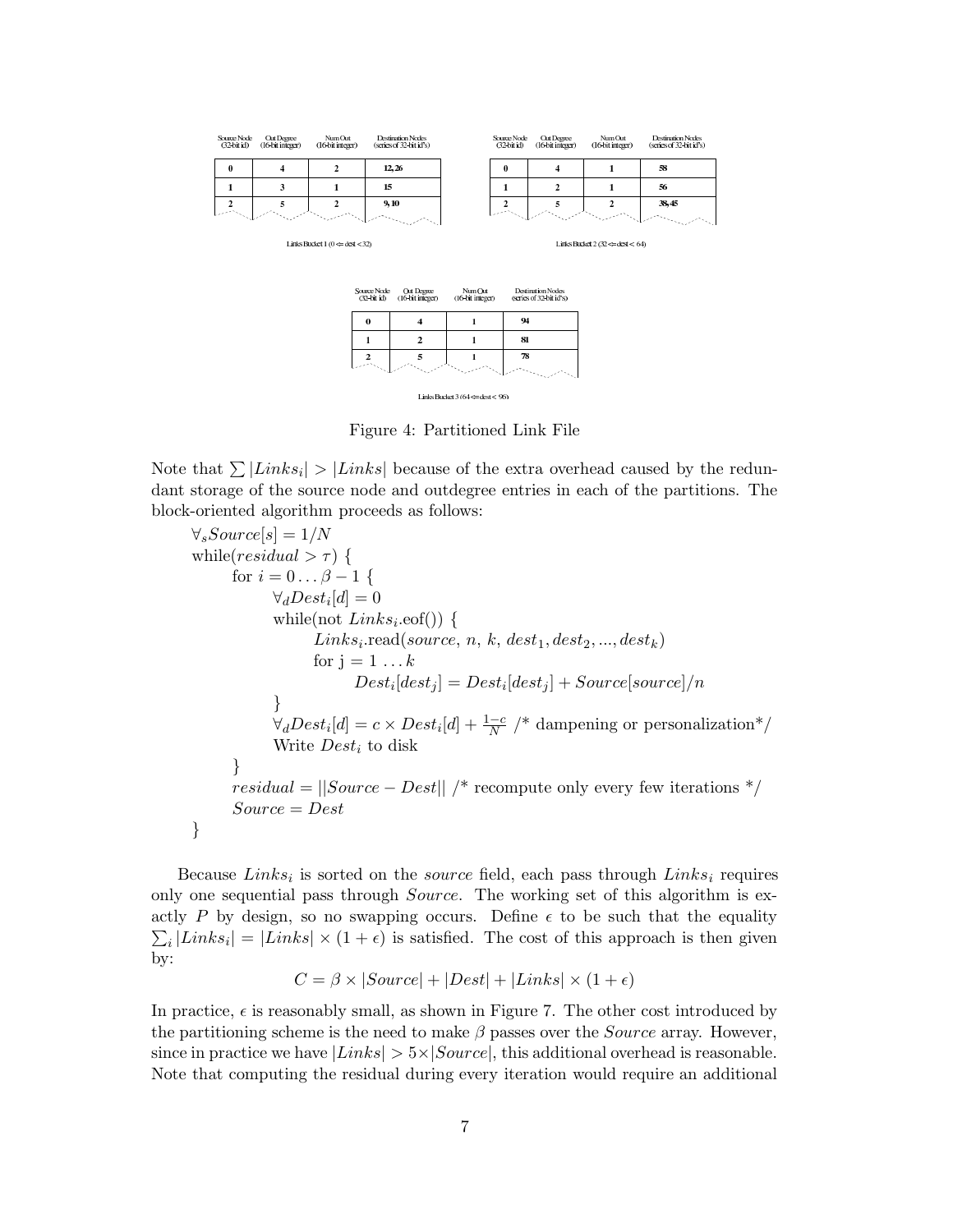| Source Node (32-bit id) | Out Degree (16-bit integer) | Num Out (16-bit integer) | Destination Nodes (series of 32-bit id's) |
|---|---|---|---|
| 0 | 4 | 2 | 12, 26 |
| 1 | 3 | 1 | 15 |
| 2 | 5 | 2 | 9, 10 |

Links Bucket 1 (0 <= dest < 32)

| Source Node (32-bit id) | Out Degree (16-bit integer) | Num Out (16-bit integer) | Destination Nodes (series of 32-bit id's) |
|---|---|---|---|
| 0 | 4 | 1 | 58 |
| 1 | 2 | 1 | 56 |
| 2 | 5 | 2 | 38, 45 |

Links Bucket 2 (32 <= dest < 64)

| Source Node (32-bit id) | Out Degree (16-bit integer) | Num Out (16-bit integer) | Destination Nodes (series of 32-bit id's) |
|---|---|---|---|
| 0 | 4 | 1 | 94 |
| 1 | 2 | 1 | 81 |
| 2 | 5 | 1 | 78 |

Links Bucket 3 (64 <= dest < 96)

Figure 4: Partitioned Link File

Note that $\sum |Links_i| > |Links|$ because of the extra overhead caused by the redundant storage of the source node and outdegree entries in each of the partitions. The block-oriented algorithm proceeds as follows:

$\forall_s Source[s] = 1/N$
while($residual > \tau$) {
&nbsp;&nbsp;&nbsp;&nbsp;for $i = 0 \ldots \beta - 1$ {
&nbsp;&nbsp;&nbsp;&nbsp;&nbsp;&nbsp;&nbsp;&nbsp;$\forall_d Dest_i[d] = 0$
&nbsp;&nbsp;&nbsp;&nbsp;&nbsp;&nbsp;&nbsp;&nbsp;while(not $Links_i$.eof()) {
&nbsp;&nbsp;&nbsp;&nbsp;&nbsp;&nbsp;&nbsp;&nbsp;&nbsp;&nbsp;&nbsp;&nbsp;$Links_i$.read($source$, $n$, $k$, $dest_1, dest_2, ..., dest_k$)
&nbsp;&nbsp;&nbsp;&nbsp;&nbsp;&nbsp;&nbsp;&nbsp;&nbsp;&nbsp;&nbsp;&nbsp;for j $= 1 \ldots k$
&nbsp;&nbsp;&nbsp;&nbsp;&nbsp;&nbsp;&nbsp;&nbsp;&nbsp;&nbsp;&nbsp;&nbsp;&nbsp;&nbsp;&nbsp;&nbsp;$Dest_i[dest_j] = Dest_i[dest_j] + Source[source]/n$
&nbsp;&nbsp;&nbsp;&nbsp;&nbsp;&nbsp;&nbsp;&nbsp;}
&nbsp;&nbsp;&nbsp;&nbsp;&nbsp;&nbsp;&nbsp;&nbsp;$\forall_d Dest_i[d] = c \times Dest_i[d] + \frac{1-c}{N}$ /* dampening or personalization*/
&nbsp;&nbsp;&nbsp;&nbsp;&nbsp;&nbsp;&nbsp;&nbsp;Write $Dest_i$ to disk
&nbsp;&nbsp;&nbsp;&nbsp;}
&nbsp;&nbsp;&nbsp;&nbsp;$residual = ||Source - Dest||$ /* recompute only every few iterations */
&nbsp;&nbsp;&nbsp;&nbsp;$Source = Dest$
}

Because $Links_i$ is sorted on the *source* field, each pass through $Links_i$ requires only one sequential pass through *Source*. The working set of this algorithm is exactly $P$ by design, so no swapping occurs. Define $\epsilon$ to be such that the equality $\sum_i |Links_i| = |Links| \times (1 + \epsilon)$ is satisfied. The cost of this approach is then given by:

$$C = \beta \times |Source| + |Dest| + |Links| \times (1 + \epsilon)$$

In practice, $\epsilon$ is reasonably small, as shown in Figure 7. The other cost introduced by the partitioning scheme is the need to make $\beta$ passes over the *Source* array. However, since in practice we have $|Links| > 5 \times |Source|$, this additional overhead is reasonable. Note that computing the residual during every iteration would require an additional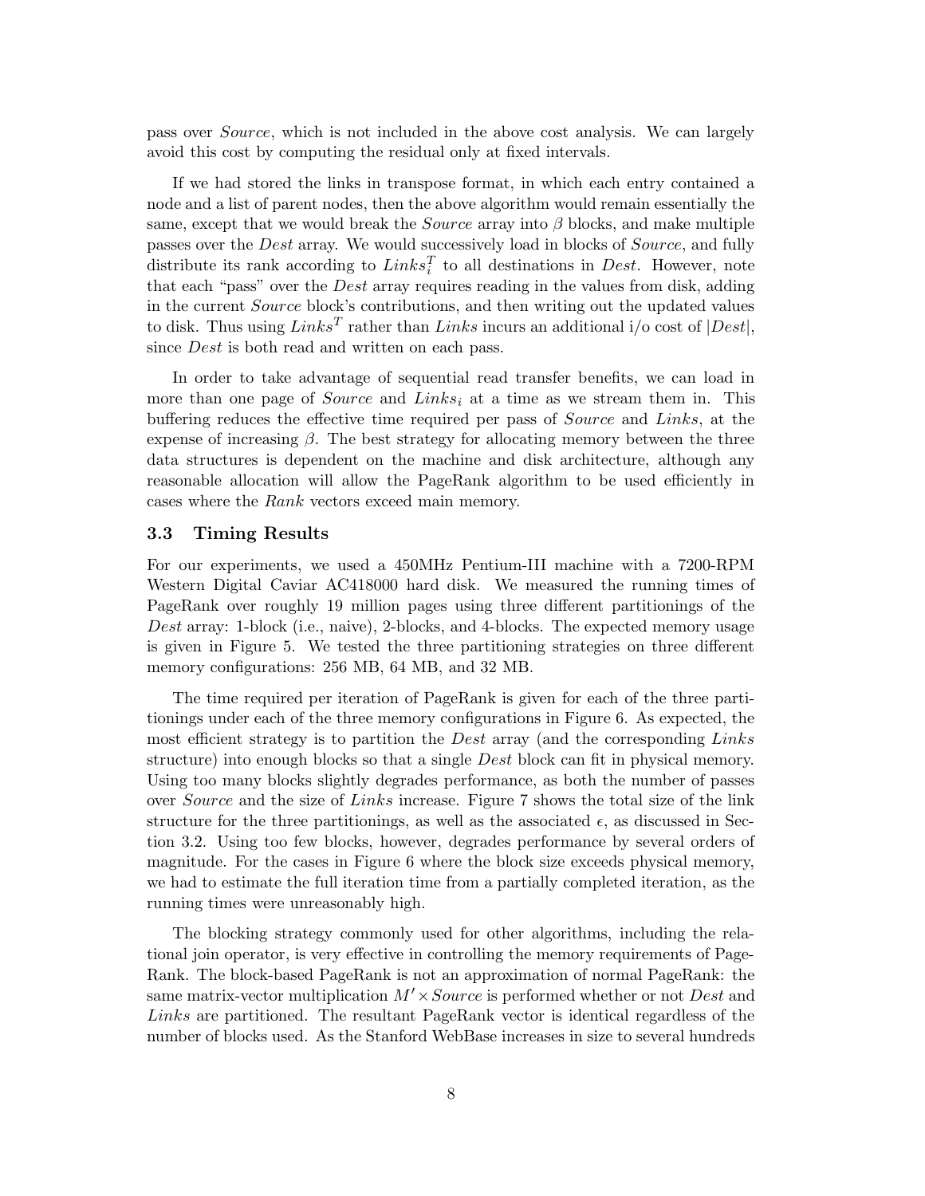pass over *Source*, which is not included in the above cost analysis. We can largely avoid this cost by computing the residual only at fixed intervals.

If we had stored the links in transpose format, in which each entry contained a node and a list of parent nodes, then the above algorithm would remain essentially the same, except that we would break the *Source* array into $\beta$ blocks, and make multiple passes over the *Dest* array. We would successively load in blocks of *Source*, and fully distribute its rank according to $Links_i^T$ to all destinations in *Dest*. However, note that each "pass" over the *Dest* array requires reading in the values from disk, adding in the current *Source* block's contributions, and then writing out the updated values to disk. Thus using $Links^T$ rather than *Links* incurs an additional i/o cost of $|Dest|$, since *Dest* is both read and written on each pass.

In order to take advantage of sequential read transfer benefits, we can load in more than one page of *Source* and $Links_i$ at a time as we stream them in. This buffering reduces the effective time required per pass of *Source* and *Links*, at the expense of increasing $\beta$. The best strategy for allocating memory between the three data structures is dependent on the machine and disk architecture, although any reasonable allocation will allow the PageRank algorithm to be used efficiently in cases where the *Rank* vectors exceed main memory.

### 3.3 Timing Results

For our experiments, we used a 450MHz Pentium-III machine with a 7200-RPM Western Digital Caviar AC418000 hard disk. We measured the running times of PageRank over roughly 19 million pages using three different partitionings of the *Dest* array: 1-block (i.e., naive), 2-blocks, and 4-blocks. The expected memory usage is given in Figure 5. We tested the three partitioning strategies on three different memory configurations: 256 MB, 64 MB, and 32 MB.

The time required per iteration of PageRank is given for each of the three partitionings under each of the three memory configurations in Figure 6. As expected, the most efficient strategy is to partition the *Dest* array (and the corresponding *Links* structure) into enough blocks so that a single *Dest* block can fit in physical memory. Using too many blocks slightly degrades performance, as both the number of passes over *Source* and the size of *Links* increase. Figure 7 shows the total size of the link structure for the three partitionings, as well as the associated $\epsilon$, as discussed in Section 3.2. Using too few blocks, however, degrades performance by several orders of magnitude. For the cases in Figure 6 where the block size exceeds physical memory, we had to estimate the full iteration time from a partially completed iteration, as the running times were unreasonably high.

The blocking strategy commonly used for other algorithms, including the relational join operator, is very effective in controlling the memory requirements of PageRank. The block-based PageRank is not an approximation of normal PageRank: the same matrix-vector multiplication $M' \times Source$ is performed whether or not *Dest* and *Links* are partitioned. The resultant PageRank vector is identical regardless of the number of blocks used. As the Stanford WebBase increases in size to several hundreds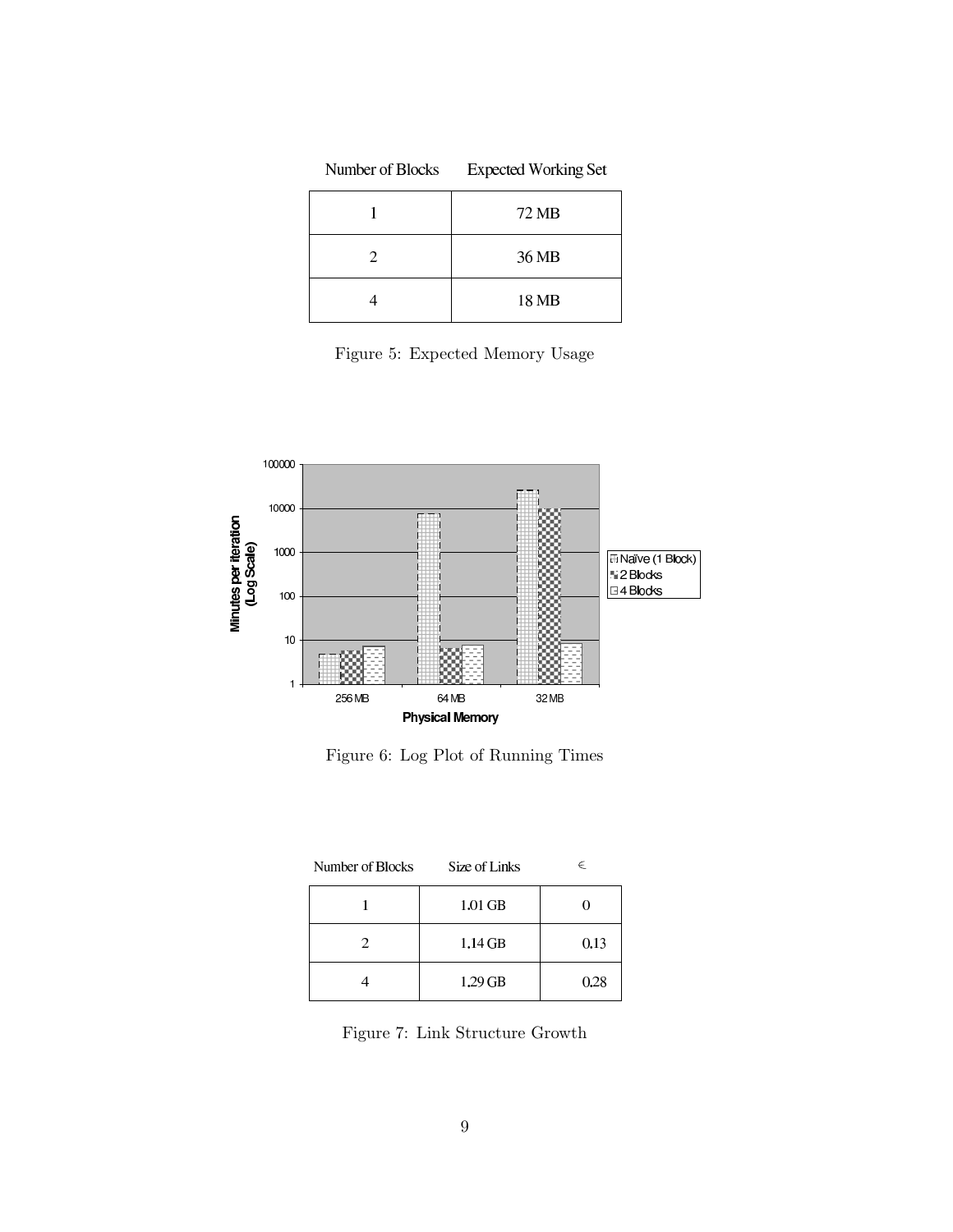| Number of Blocks | Expected Working Set |
|---|---|
| 1 | 72 MB |
| 2 | 36 MB |
| 4 | 18 MB |

Figure 5: Expected Memory Usage

Figure 6: Log Plot of Running Times

| Number of Blocks | Size of Links | $\epsilon$ |
|---|---|---|
| 1 | 1.01 GB | 0 |
| 2 | 1.14 GB | 0.13 |
| 4 | 1.29 GB | 0.28 |

Figure 7: Link Structure Growth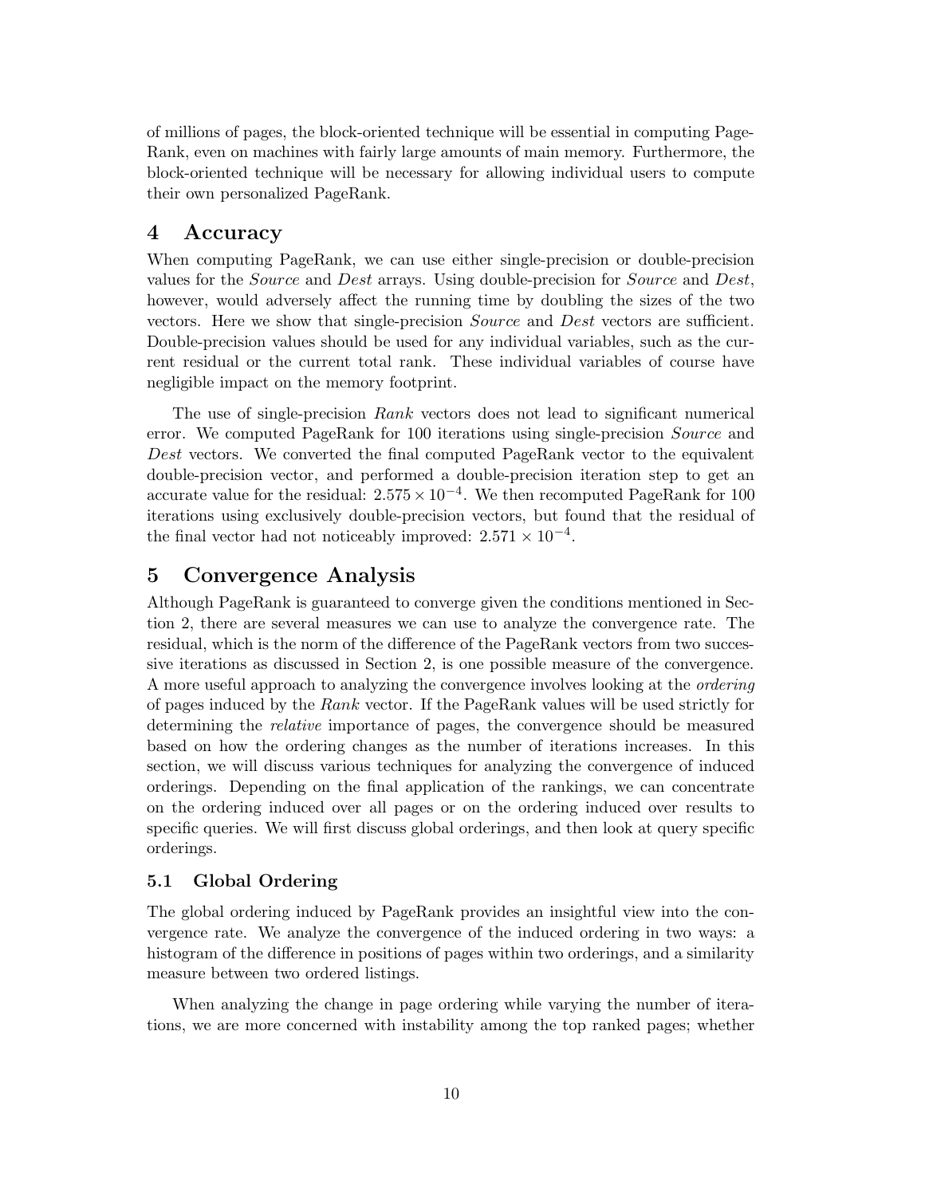of millions of pages, the block-oriented technique will be essential in computing PageRank, even on machines with fairly large amounts of main memory. Furthermore, the block-oriented technique will be necessary for allowing individual users to compute their own personalized PageRank.

## 4 Accuracy

When computing PageRank, we can use either single-precision or double-precision values for the *Source* and *Dest* arrays. Using double-precision for *Source* and *Dest*, however, would adversely affect the running time by doubling the sizes of the two vectors. Here we show that single-precision *Source* and *Dest* vectors are sufficient. Double-precision values should be used for any individual variables, such as the current residual or the current total rank. These individual variables of course have negligible impact on the memory footprint.

The use of single-precision *Rank* vectors does not lead to significant numerical error. We computed PageRank for 100 iterations using single-precision *Source* and *Dest* vectors. We converted the final computed PageRank vector to the equivalent double-precision vector, and performed a double-precision iteration step to get an accurate value for the residual: $2.575 \times 10^{-4}$. We then recomputed PageRank for 100 iterations using exclusively double-precision vectors, but found that the residual of the final vector had not noticeably improved: $2.571 \times 10^{-4}$.

## 5 Convergence Analysis

Although PageRank is guaranteed to converge given the conditions mentioned in Section 2, there are several measures we can use to analyze the convergence rate. The residual, which is the norm of the difference of the PageRank vectors from two successive iterations as discussed in Section 2, is one possible measure of the convergence. A more useful approach to analyzing the convergence involves looking at the *ordering* of pages induced by the *Rank* vector. If the PageRank values will be used strictly for determining the *relative* importance of pages, the convergence should be measured based on how the ordering changes as the number of iterations increases. In this section, we will discuss various techniques for analyzing the convergence of induced orderings. Depending on the final application of the rankings, we can concentrate on the ordering induced over all pages or on the ordering induced over results to specific queries. We will first discuss global orderings, and then look at query specific orderings.

### 5.1 Global Ordering

The global ordering induced by PageRank provides an insightful view into the convergence rate. We analyze the convergence of the induced ordering in two ways: a histogram of the difference in positions of pages within two orderings, and a similarity measure between two ordered listings.

When analyzing the change in page ordering while varying the number of iterations, we are more concerned with instability among the top ranked pages; whether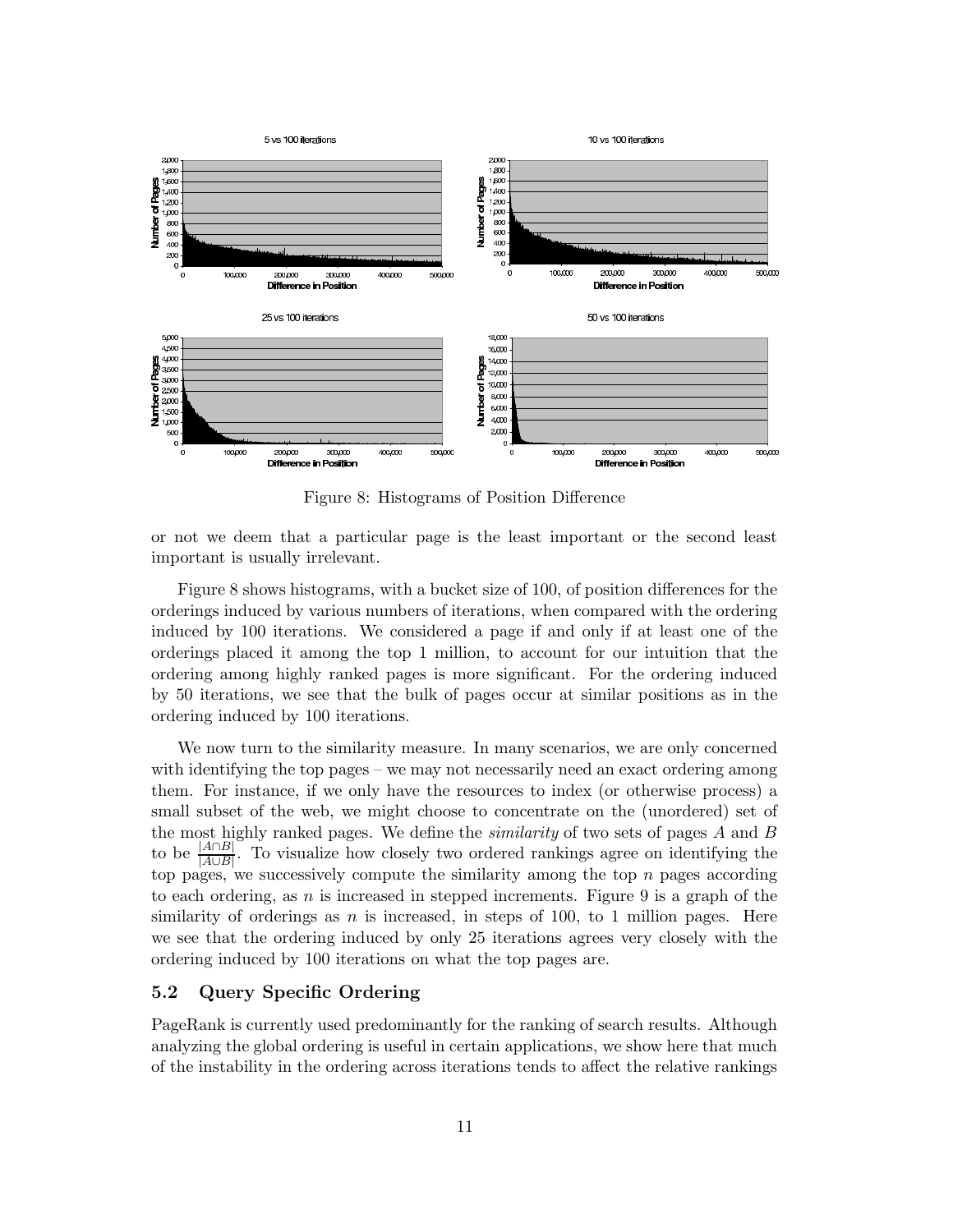Figure 8: Histograms of Position Difference

or not we deem that a particular page is the least important or the second least important is usually irrelevant.

Figure 8 shows histograms, with a bucket size of 100, of position differences for the orderings induced by various numbers of iterations, when compared with the ordering induced by 100 iterations. We considered a page if and only if at least one of the orderings placed it among the top 1 million, to account for our intuition that the ordering among highly ranked pages is more significant. For the ordering induced by 50 iterations, we see that the bulk of pages occur at similar positions as in the ordering induced by 100 iterations.

We now turn to the similarity measure. In many scenarios, we are only concerned with identifying the top pages – we may not necessarily need an exact ordering among them. For instance, if we only have the resources to index (or otherwise process) a small subset of the web, we might choose to concentrate on the (unordered) set of the most highly ranked pages. We define the *similarity* of two sets of pages $A$ and $B$ to be $\frac{|A \cap B|}{|A \cup B|}$. To visualize how closely two ordered rankings agree on identifying the top pages, we successively compute the similarity among the top $n$ pages according to each ordering, as $n$ is increased in stepped increments. Figure 9 is a graph of the similarity of orderings as $n$ is increased, in steps of 100, to 1 million pages. Here we see that the ordering induced by only 25 iterations agrees very closely with the ordering induced by 100 iterations on what the top pages are.

### 5.2 Query Specific Ordering

PageRank is currently used predominantly for the ranking of search results. Although analyzing the global ordering is useful in certain applications, we show here that much of the instability in the ordering across iterations tends to affect the relative rankings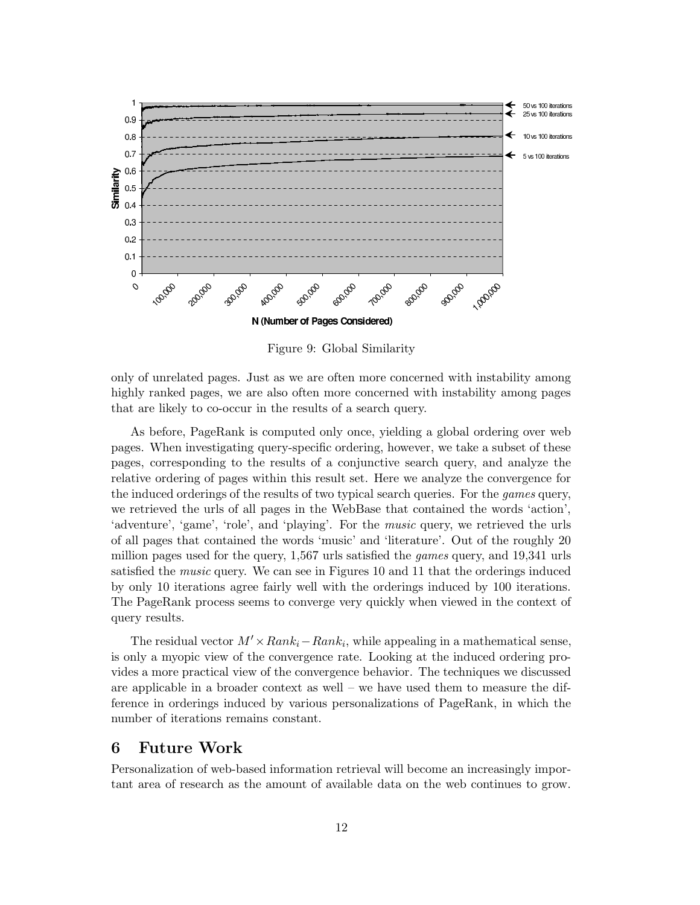Figure 9: Global Similarity

only of unrelated pages. Just as we are often more concerned with instability among highly ranked pages, we are also often more concerned with instability among pages that are likely to co-occur in the results of a search query.

As before, PageRank is computed only once, yielding a global ordering over web pages. When investigating query-specific ordering, however, we take a subset of these pages, corresponding to the results of a conjunctive search query, and analyze the relative ordering of pages within this result set. Here we analyze the convergence for the induced orderings of the results of two typical search queries. For the *games* query, we retrieved the urls of all pages in the WebBase that contained the words 'action', 'adventure', 'game', 'role', and 'playing'. For the *music* query, we retrieved the urls of all pages that contained the words 'music' and 'literature'. Out of the roughly 20 million pages used for the query, 1,567 urls satisfied the *games* query, and 19,341 urls satisfied the *music* query. We can see in Figures 10 and 11 that the orderings induced by only 10 iterations agree fairly well with the orderings induced by 100 iterations. The PageRank process seems to converge very quickly when viewed in the context of query results.

The residual vector $M' \times Rank_i - Rank_i$, while appealing in a mathematical sense, is only a myopic view of the convergence rate. Looking at the induced ordering provides a more practical view of the convergence behavior. The techniques we discussed are applicable in a broader context as well – we have used them to measure the difference in orderings induced by various personalizations of PageRank, in which the number of iterations remains constant.

## 6 Future Work

Personalization of web-based information retrieval will become an increasingly important area of research as the amount of available data on the web continues to grow.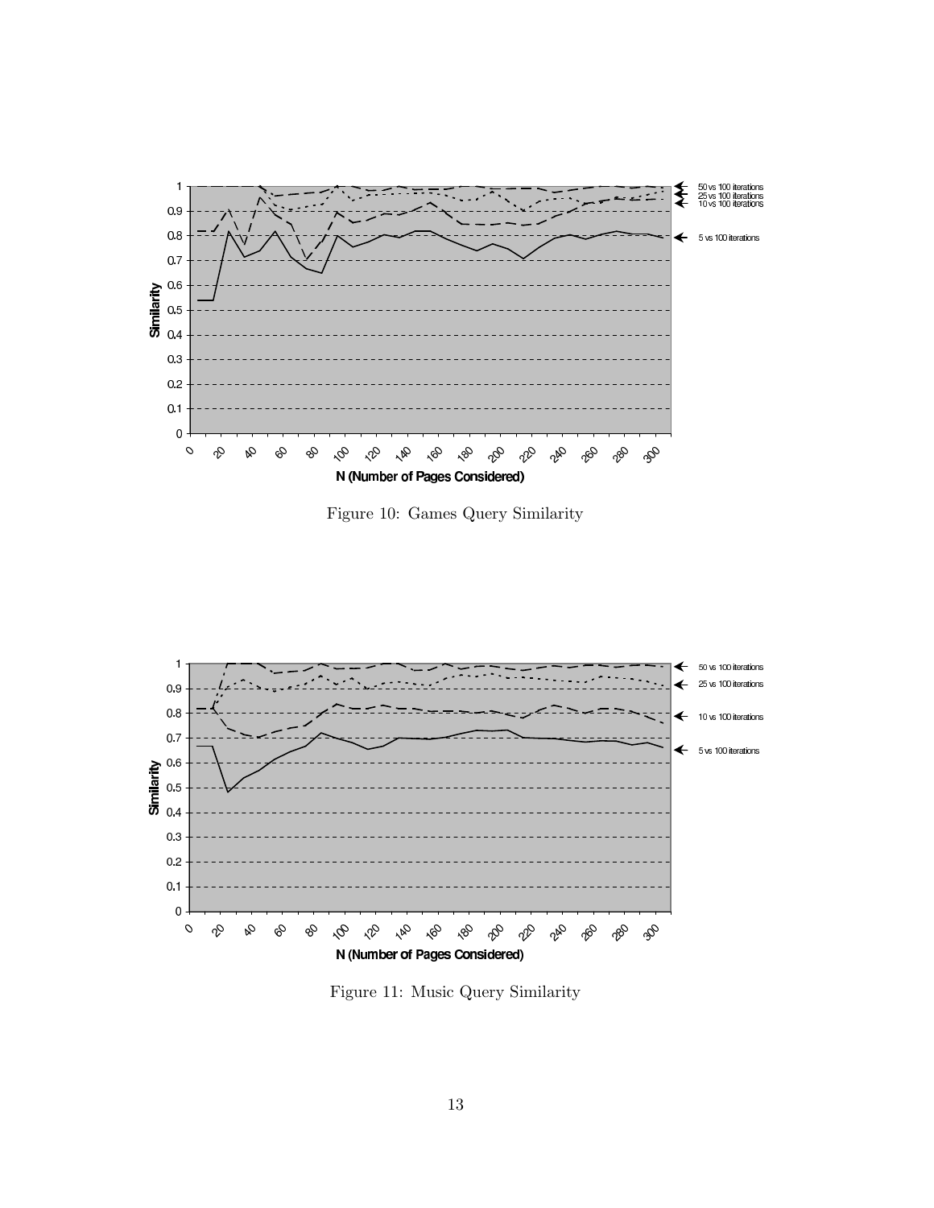Figure 10: Games Query Similarity

Figure 11: Music Query Similarity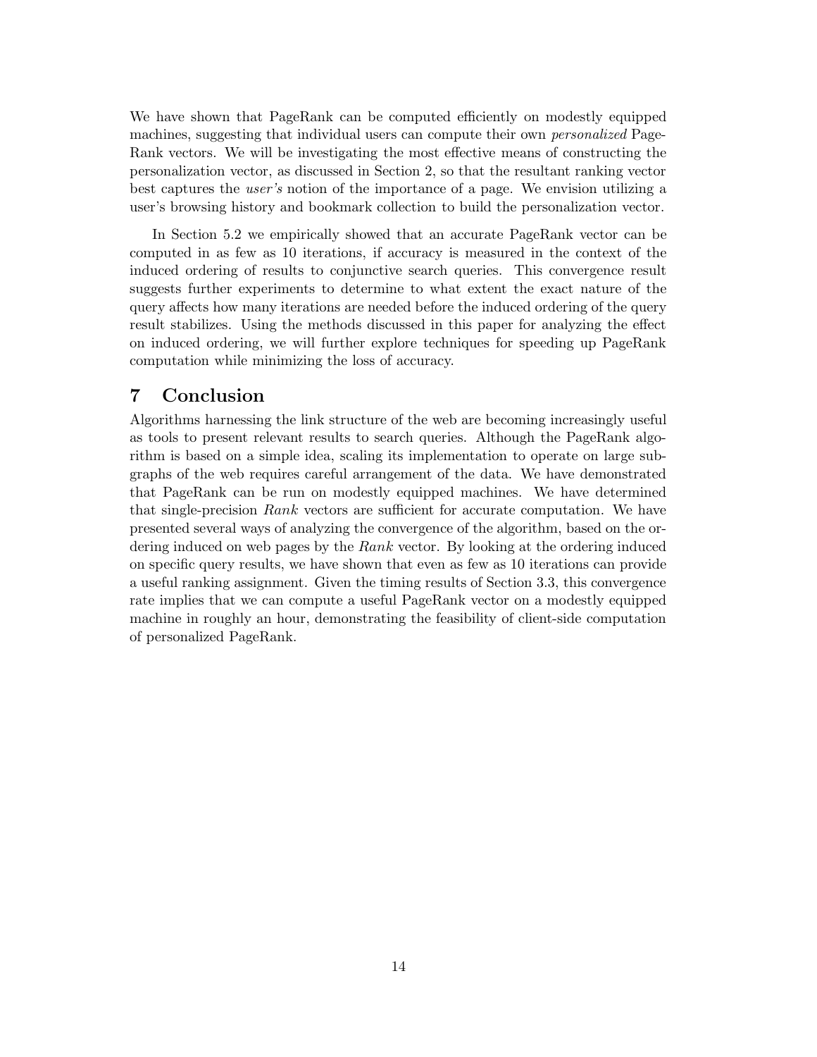We have shown that PageRank can be computed efficiently on modestly equipped machines, suggesting that individual users can compute their own *personalized* PageRank vectors. We will be investigating the most effective means of constructing the personalization vector, as discussed in Section 2, so that the resultant ranking vector best captures the *user's* notion of the importance of a page. We envision utilizing a user's browsing history and bookmark collection to build the personalization vector.

In Section 5.2 we empirically showed that an accurate PageRank vector can be computed in as few as 10 iterations, if accuracy is measured in the context of the induced ordering of results to conjunctive search queries. This convergence result suggests further experiments to determine to what extent the exact nature of the query affects how many iterations are needed before the induced ordering of the query result stabilizes. Using the methods discussed in this paper for analyzing the effect on induced ordering, we will further explore techniques for speeding up PageRank computation while minimizing the loss of accuracy.

# 7 Conclusion

Algorithms harnessing the link structure of the web are becoming increasingly useful as tools to present relevant results to search queries. Although the PageRank algorithm is based on a simple idea, scaling its implementation to operate on large subgraphs of the web requires careful arrangement of the data. We have demonstrated that PageRank can be run on modestly equipped machines. We have determined that single-precision *Rank* vectors are sufficient for accurate computation. We have presented several ways of analyzing the convergence of the algorithm, based on the ordering induced on web pages by the *Rank* vector. By looking at the ordering induced on specific query results, we have shown that even as few as 10 iterations can provide a useful ranking assignment. Given the timing results of Section 3.3, this convergence rate implies that we can compute a useful PageRank vector on a modestly equipped machine in roughly an hour, demonstrating the feasibility of client-side computation of personalized PageRank.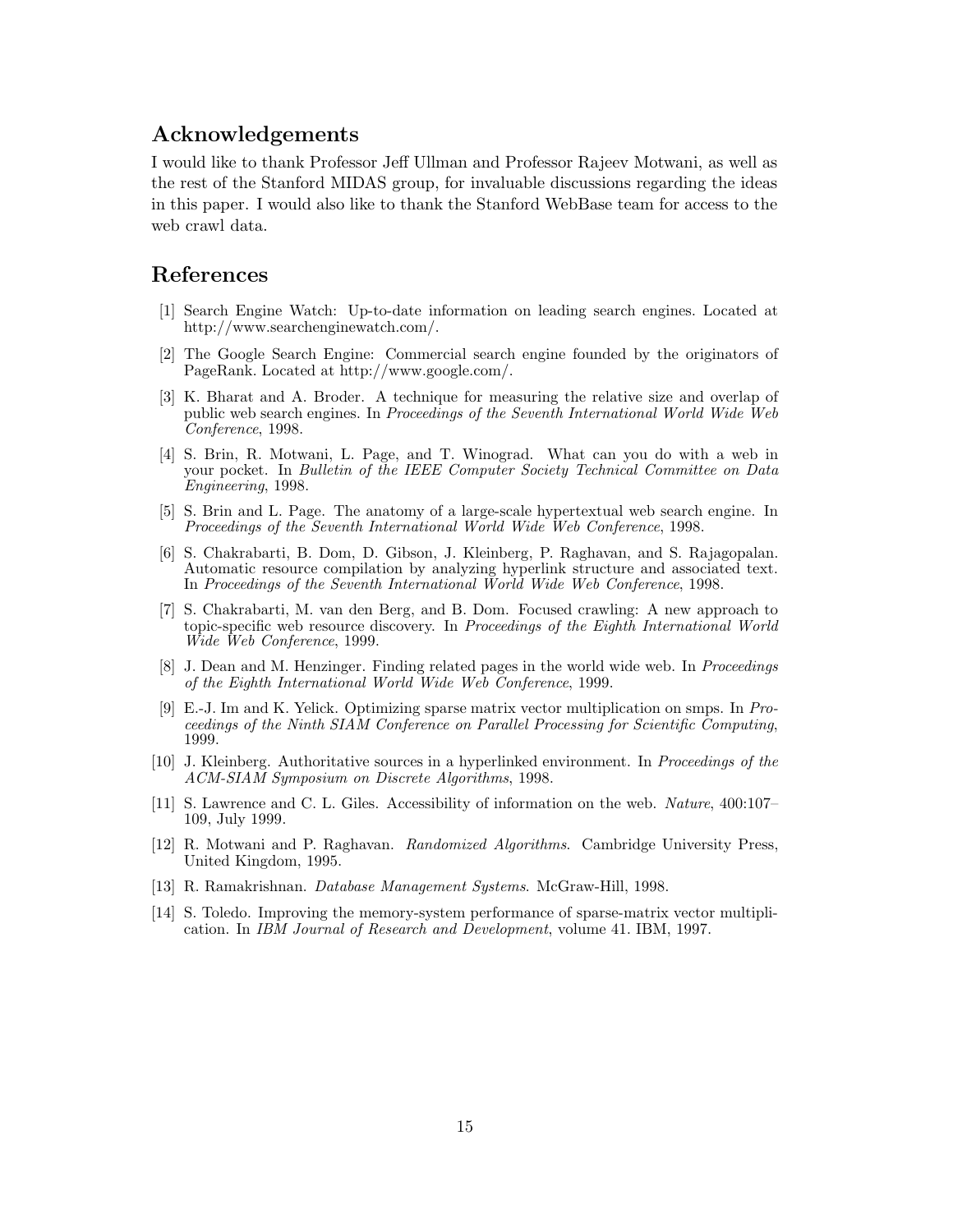## Acknowledgements

I would like to thank Professor Jeff Ullman and Professor Rajeev Motwani, as well as the rest of the Stanford MIDAS group, for invaluable discussions regarding the ideas in this paper. I would also like to thank the Stanford WebBase team for access to the web crawl data.

## References

[1] Search Engine Watch: Up-to-date information on leading search engines. Located at http://www.searchenginewatch.com/.

[2] The Google Search Engine: Commercial search engine founded by the originators of PageRank. Located at http://www.google.com/.

[3] K. Bharat and A. Broder. A technique for measuring the relative size and overlap of public web search engines. In *Proceedings of the Seventh International World Wide Web Conference*, 1998.

[4] S. Brin, R. Motwani, L. Page, and T. Winograd. What can you do with a web in your pocket. In *Bulletin of the IEEE Computer Society Technical Committee on Data Engineering*, 1998.

[5] S. Brin and L. Page. The anatomy of a large-scale hypertextual web search engine. In *Proceedings of the Seventh International World Wide Web Conference*, 1998.

[6] S. Chakrabarti, B. Dom, D. Gibson, J. Kleinberg, P. Raghavan, and S. Rajagopalan. Automatic resource compilation by analyzing hyperlink structure and associated text. In *Proceedings of the Seventh International World Wide Web Conference*, 1998.

[7] S. Chakrabarti, M. van den Berg, and B. Dom. Focused crawling: A new approach to topic-specific web resource discovery. In *Proceedings of the Eighth International World Wide Web Conference*, 1999.

[8] J. Dean and M. Henzinger. Finding related pages in the world wide web. In *Proceedings of the Eighth International World Wide Web Conference*, 1999.

[9] E.-J. Im and K. Yelick. Optimizing sparse matrix vector multiplication on smps. In *Proceedings of the Ninth SIAM Conference on Parallel Processing for Scientific Computing*, 1999.

[10] J. Kleinberg. Authoritative sources in a hyperlinked environment. In *Proceedings of the ACM-SIAM Symposium on Discrete Algorithms*, 1998.

[11] S. Lawrence and C. L. Giles. Accessibility of information on the web. *Nature*, 400:107–109, July 1999.

[12] R. Motwani and P. Raghavan. *Randomized Algorithms*. Cambridge University Press, United Kingdom, 1995.

[13] R. Ramakrishnan. *Database Management Systems*. McGraw-Hill, 1998.

[14] S. Toledo. Improving the memory-system performance of sparse-matrix vector multiplication. In *IBM Journal of Research and Development*, volume 41. IBM, 1997.